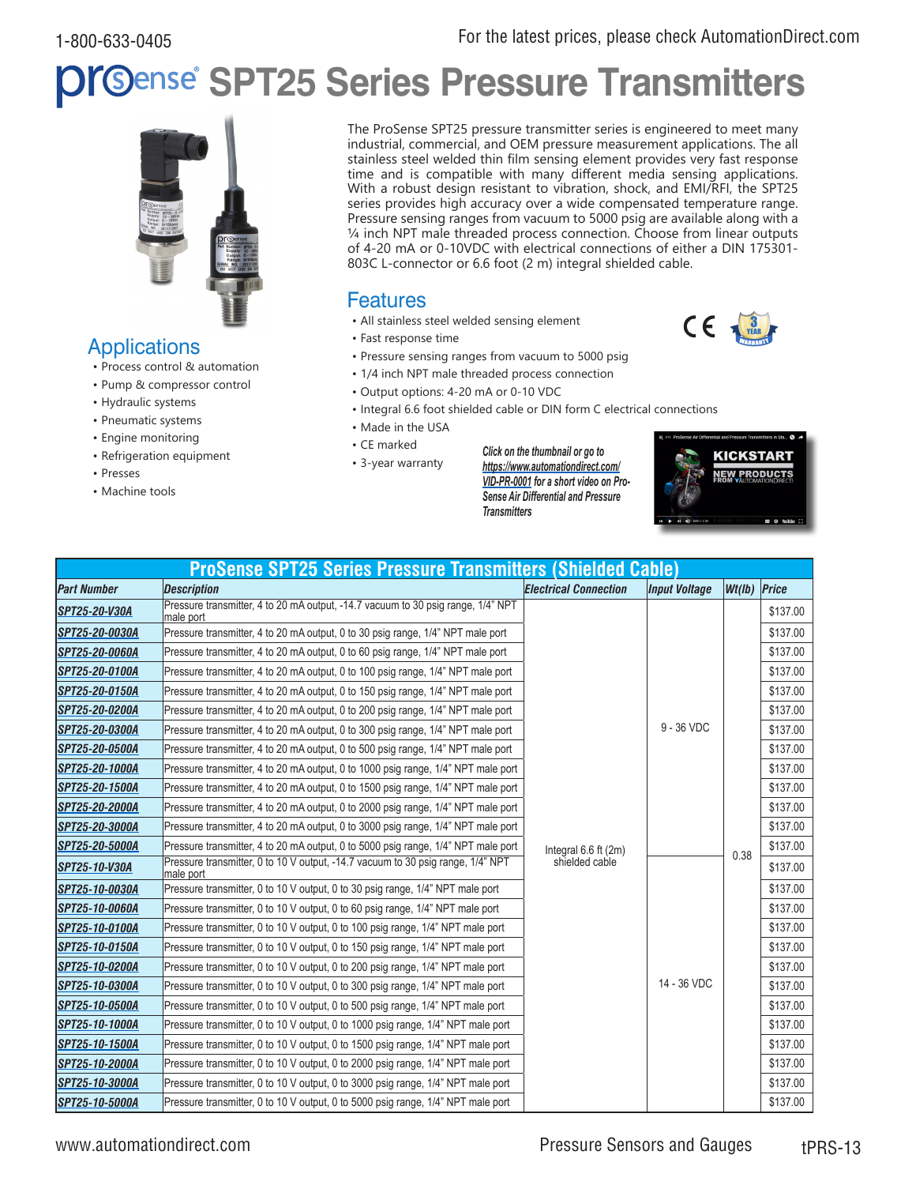# ProSense SPT25 Series Pressure Transmitters

The ProSense SPT25 pressure transmitter series is engineered to meet many industrial, commercial, and OEM pressure measurement applications. The all stainless steel welded thin film sensing element provides very fast response time and is compatible with many different media sensing applications. With a robust design resistant to vibration, shock, and EMI/RFI, the SPT25 series provides high accuracy over a wide compensated temperature range. Pressure sensing ranges from vacuum to 5000 psig are available along with a ¼ inch NPT male threaded process connection. Choose from linear outputs of 4-20 mA or 0-10VDC with electrical connections of either a DIN 175301-803C L-connector or 6.6 foot (2 m) integral shielded cable.

## Applications

- Process control & automation
- Pump & compressor control
- Hydraulic systems
- Pneumatic systems
- Engine monitoring
- Refrigeration equipment
- Presses
- Machine tools

## Features

- All stainless steel welded sensing element
- Fast response time
- Pressure sensing ranges from vacuum to 5000 psig
- 1/4 inch NPT male threaded process connection
- Output options: 4-20 mA or 0-10 VDC
- Integral 6.6 foot shielded cable or DIN form C electrical connections
- Made in the USA
- CE marked
- 3-year warranty

*Click on the thumbnail or go to https://www.automationdirect.com/VID-PR-0001 for a short video on ProSense Air Differential and Pressure Transmitters*

## ProSense SPT25 Series Pressure Transmitters (Shielded Cable)

| Part Number | Description | Electrical Connection | Input Voltage | Wt(lb) | Price |
|---|---|---|---|---|---|
| SPT25-20-V30A | Pressure transmitter, 4 to 20 mA output, -14.7 vacuum to 30 psig range, 1/4" NPT male port | Integral 6.6 ft (2m) shielded cable | 9 - 36 VDC | 0.38 | $137.00 |
| SPT25-20-0030A | Pressure transmitter, 4 to 20 mA output, 0 to 30 psig range, 1/4" NPT male port | | | | $137.00 |
| SPT25-20-0060A | Pressure transmitter, 4 to 20 mA output, 0 to 60 psig range, 1/4" NPT male port | | | | $137.00 |
| SPT25-20-0100A | Pressure transmitter, 4 to 20 mA output, 0 to 100 psig range, 1/4" NPT male port | | | | $137.00 |
| SPT25-20-0150A | Pressure transmitter, 4 to 20 mA output, 0 to 150 psig range, 1/4" NPT male port | | | | $137.00 |
| SPT25-20-0200A | Pressure transmitter, 4 to 20 mA output, 0 to 200 psig range, 1/4" NPT male port | | | | $137.00 |
| SPT25-20-0300A | Pressure transmitter, 4 to 20 mA output, 0 to 300 psig range, 1/4" NPT male port | | | | $137.00 |
| SPT25-20-0500A | Pressure transmitter, 4 to 20 mA output, 0 to 500 psig range, 1/4" NPT male port | | | | $137.00 |
| SPT25-20-1000A | Pressure transmitter, 4 to 20 mA output, 0 to 1000 psig range, 1/4" NPT male port | | | | $137.00 |
| SPT25-20-1500A | Pressure transmitter, 4 to 20 mA output, 0 to 1500 psig range, 1/4" NPT male port | | | | $137.00 |
| SPT25-20-2000A | Pressure transmitter, 4 to 20 mA output, 0 to 2000 psig range, 1/4" NPT male port | | | | $137.00 |
| SPT25-20-3000A | Pressure transmitter, 4 to 20 mA output, 0 to 3000 psig range, 1/4" NPT male port | | | | $137.00 |
| SPT25-20-5000A | Pressure transmitter, 4 to 20 mA output, 0 to 5000 psig range, 1/4" NPT male port | | | | $137.00 |
| SPT25-10-V30A | Pressure transmitter, 0 to 10 V output, -14.7 vacuum to 30 psig range, 1/4" NPT male port | | 14 - 36 VDC | | $137.00 |
| SPT25-10-0030A | Pressure transmitter, 0 to 10 V output, 0 to 30 psig range, 1/4" NPT male port | | | | $137.00 |
| SPT25-10-0060A | Pressure transmitter, 0 to 10 V output, 0 to 60 psig range, 1/4" NPT male port | | | | $137.00 |
| SPT25-10-0100A | Pressure transmitter, 0 to 10 V output, 0 to 100 psig range, 1/4" NPT male port | | | | $137.00 |
| SPT25-10-0150A | Pressure transmitter, 0 to 10 V output, 0 to 150 psig range, 1/4" NPT male port | | | | $137.00 |
| SPT25-10-0200A | Pressure transmitter, 0 to 10 V output, 0 to 200 psig range, 1/4" NPT male port | | | | $137.00 |
| SPT25-10-0300A | Pressure transmitter, 0 to 10 V output, 0 to 300 psig range, 1/4" NPT male port | | | | $137.00 |
| SPT25-10-0500A | Pressure transmitter, 0 to 10 V output, 0 to 500 psig range, 1/4" NPT male port | | | | $137.00 |
| SPT25-10-1000A | Pressure transmitter, 0 to 10 V output, 0 to 1000 psig range, 1/4" NPT male port | | | | $137.00 |
| SPT25-10-1500A | Pressure transmitter, 0 to 10 V output, 0 to 1500 psig range, 1/4" NPT male port | | | | $137.00 |
| SPT25-10-2000A | Pressure transmitter, 0 to 10 V output, 0 to 2000 psig range, 1/4" NPT male port | | | | $137.00 |
| SPT25-10-3000A | Pressure transmitter, 0 to 10 V output, 0 to 3000 psig range, 1/4" NPT male port | | | | $137.00 |
| SPT25-10-5000A | Pressure transmitter, 0 to 10 V output, 0 to 5000 psig range, 1/4" NPT male port | | | | $137.00 |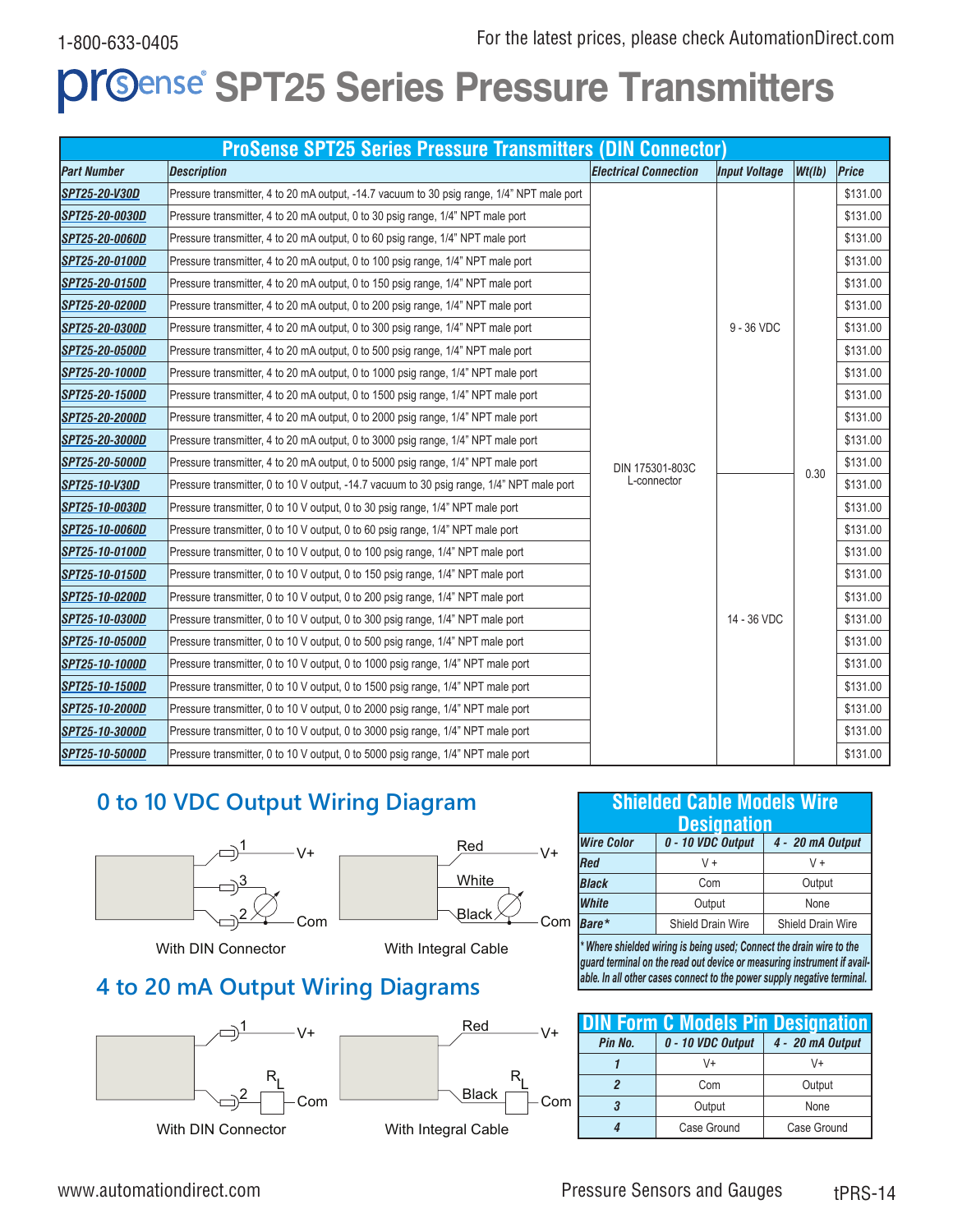# prosense® SPT25 Series Pressure Transmitters

| ProSense SPT25 Series Pressure Transmitters (DIN Connector) | | | | | |
|---|---|---|---|---|---|
| **Part Number** | **Description** | **Electrical Connection** | **Input Voltage** | **Wt(lb)** | **Price** |
| SPT25-20-V30D | Pressure transmitter, 4 to 20 mA output, -14.7 vacuum to 30 psig range, 1/4" NPT male port | DIN 175301-803C L-connector | 9 - 36 VDC | 0.30 | $131.00 |
| SPT25-20-0030D | Pressure transmitter, 4 to 20 mA output, 0 to 30 psig range, 1/4" NPT male port | | | | $131.00 |
| SPT25-20-0060D | Pressure transmitter, 4 to 20 mA output, 0 to 60 psig range, 1/4" NPT male port | | | | $131.00 |
| SPT25-20-0100D | Pressure transmitter, 4 to 20 mA output, 0 to 100 psig range, 1/4" NPT male port | | | | $131.00 |
| SPT25-20-0150D | Pressure transmitter, 4 to 20 mA output, 0 to 150 psig range, 1/4" NPT male port | | | | $131.00 |
| SPT25-20-0200D | Pressure transmitter, 4 to 20 mA output, 0 to 200 psig range, 1/4" NPT male port | | | | $131.00 |
| SPT25-20-0300D | Pressure transmitter, 4 to 20 mA output, 0 to 300 psig range, 1/4" NPT male port | | | | $131.00 |
| SPT25-20-0500D | Pressure transmitter, 4 to 20 mA output, 0 to 500 psig range, 1/4" NPT male port | | | | $131.00 |
| SPT25-20-1000D | Pressure transmitter, 4 to 20 mA output, 0 to 1000 psig range, 1/4" NPT male port | | | | $131.00 |
| SPT25-20-1500D | Pressure transmitter, 4 to 20 mA output, 0 to 1500 psig range, 1/4" NPT male port | | | | $131.00 |
| SPT25-20-2000D | Pressure transmitter, 4 to 20 mA output, 0 to 2000 psig range, 1/4" NPT male port | | | | $131.00 |
| SPT25-20-3000D | Pressure transmitter, 4 to 20 mA output, 0 to 3000 psig range, 1/4" NPT male port | | | | $131.00 |
| SPT25-20-5000D | Pressure transmitter, 4 to 20 mA output, 0 to 5000 psig range, 1/4" NPT male port | | | | $131.00 |
| SPT25-10-V30D | Pressure transmitter, 0 to 10 V output, -14.7 vacuum to 30 psig range, 1/4" NPT male port | | 14 - 36 VDC | | $131.00 |
| SPT25-10-0030D | Pressure transmitter, 0 to 10 V output, 0 to 30 psig range, 1/4" NPT male port | | | | $131.00 |
| SPT25-10-0060D | Pressure transmitter, 0 to 10 V output, 0 to 60 psig range, 1/4" NPT male port | | | | $131.00 |
| SPT25-10-0100D | Pressure transmitter, 0 to 10 V output, 0 to 100 psig range, 1/4" NPT male port | | | | $131.00 |
| SPT25-10-0150D | Pressure transmitter, 0 to 10 V output, 0 to 150 psig range, 1/4" NPT male port | | | | $131.00 |
| SPT25-10-0200D | Pressure transmitter, 0 to 10 V output, 0 to 200 psig range, 1/4" NPT male port | | | | $131.00 |
| SPT25-10-0300D | Pressure transmitter, 0 to 10 V output, 0 to 300 psig range, 1/4" NPT male port | | | | $131.00 |
| SPT25-10-0500D | Pressure transmitter, 0 to 10 V output, 0 to 500 psig range, 1/4" NPT male port | | | | $131.00 |
| SPT25-10-1000D | Pressure transmitter, 0 to 10 V output, 0 to 1000 psig range, 1/4" NPT male port | | | | $131.00 |
| SPT25-10-1500D | Pressure transmitter, 0 to 10 V output, 0 to 1500 psig range, 1/4" NPT male port | | | | $131.00 |
| SPT25-10-2000D | Pressure transmitter, 0 to 10 V output, 0 to 2000 psig range, 1/4" NPT male port | | | | $131.00 |
| SPT25-10-3000D | Pressure transmitter, 0 to 10 V output, 0 to 3000 psig range, 1/4" NPT male port | | | | $131.00 |
| SPT25-10-5000D | Pressure transmitter, 0 to 10 V output, 0 to 5000 psig range, 1/4" NPT male port | | | | $131.00 |

## 0 to 10 VDC Output Wiring Diagram

With DIN Connector: 1 — V+; 3; 2 — Com

With Integral Cable: Red — V+; White; Black — Com

## 4 to 20 mA Output Wiring Diagrams

With DIN Connector: 1 — V+; 2 — $R_L$ — Com

With Integral Cable: Red — V+; Black — $R_L$ — Com

| Shielded Cable Models Wire Designation | | |
|---|---|---|
| **Wire Color** | **0 - 10 VDC Output** | **4 - 20 mA Output** |
| **Red** | V + | V + |
| **Black** | Com | Output |
| **White** | Output | None |
| **Bare*** | Shield Drain Wire | Shield Drain Wire |

*Where shielded wiring is being used; Connect the drain wire to the guard terminal on the read out device or measuring instrument if available. In all other cases connect to the power supply negative terminal.*

| DIN Form C Models Pin Designation | | |
|---|---|---|
| **Pin No.** | **0 - 10 VDC Output** | **4 - 20 mA Output** |
| **1** | V+ | V+ |
| **2** | Com | Output |
| **3** | Output | None |
| **4** | Case Ground | Case Ground |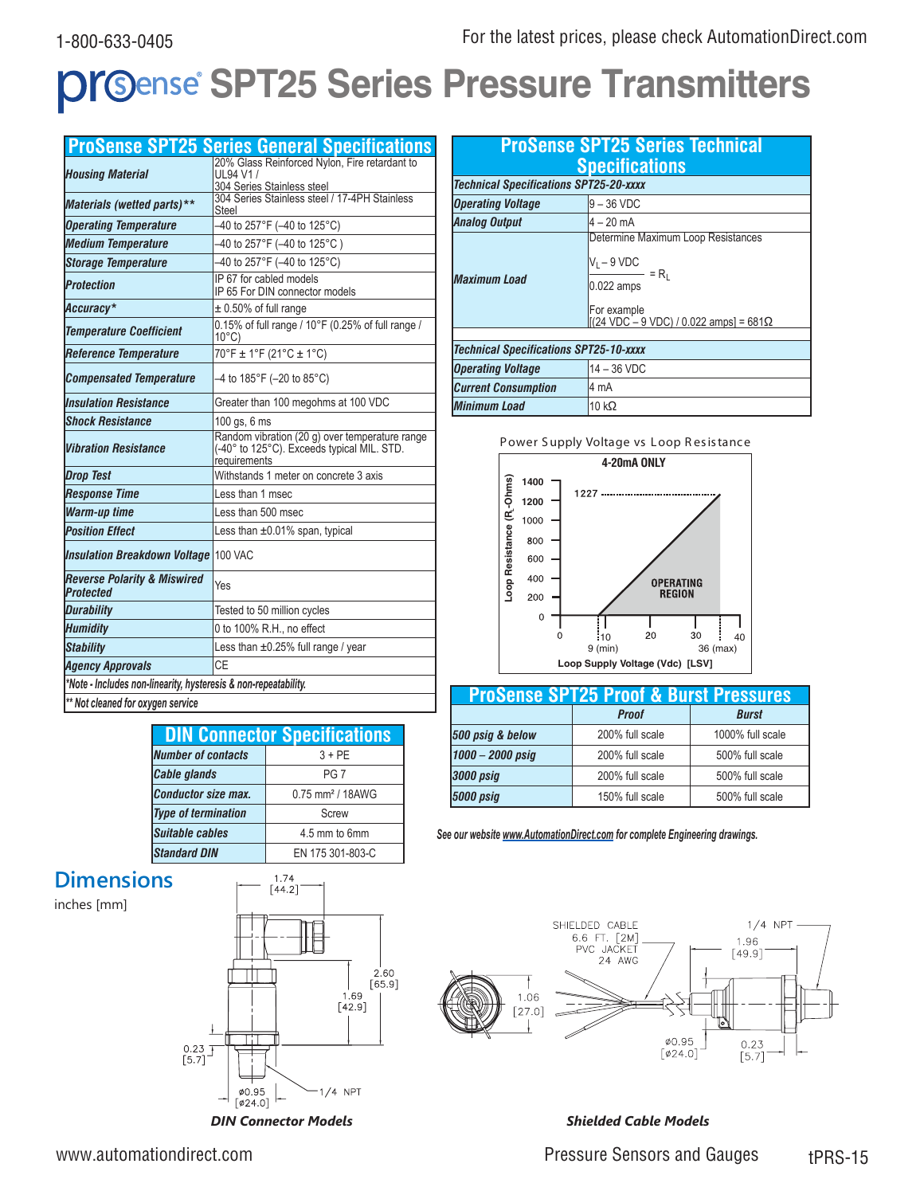# ProSense SPT25 Series Pressure Transmitters

| ProSense SPT25 Series General Specifications | |
|---|---|
| ***Housing Material*** | 20% Glass Reinforced Nylon, Fire retardant to UL94 V1 / 304 Series Stainless steel |
| ***Materials (wetted parts)\*\**** | 304 Series Stainless steel / 17-4PH Stainless Steel |
| ***Operating Temperature*** | –40 to 257°F (–40 to 125°C) |
| ***Medium Temperature*** | –40 to 257°F (–40 to 125°C ) |
| ***Storage Temperature*** | –40 to 257°F (–40 to 125°C) |
| ***Protection*** | IP 67 for cabled models<br>IP 65 For DIN connector models |
| ***Accuracy\**** | ± 0.50% of full range |
| ***Temperature Coefficient*** | 0.15% of full range / 10°F (0.25% of full range / 10°C) |
| ***Reference Temperature*** | 70°F ± 1°F (21°C ± 1°C) |
| ***Compensated Temperature*** | –4 to 185°F (–20 to 85°C) |
| ***Insulation Resistance*** | Greater than 100 megohms at 100 VDC |
| ***Shock Resistance*** | 100 gs, 6 ms |
| ***Vibration Resistance*** | Random vibration (20 g) over temperature range (-40° to 125°C). Exceeds typical MIL. STD. requirements |
| ***Drop Test*** | Withstands 1 meter on concrete 3 axis |
| ***Response Time*** | Less than 1 msec |
| ***Warm-up time*** | Less than 500 msec |
| ***Position Effect*** | Less than ±0.01% span, typical |
| ***Insulation Breakdown Voltage*** | 100 VAC |
| ***Reverse Polarity & Miswired Protected*** | Yes |
| ***Durability*** | Tested to 50 million cycles |
| ***Humidity*** | 0 to 100% R.H., no effect |
| ***Stability*** | Less than ±0.25% full range / year |
| ***Agency Approvals*** | CE |

*\*Note - Includes non-linearity, hysteresis & non-repeatability.*

*\*\* Not cleaned for oxygen service*

| DIN Connector Specifications | |
|---|---|
| ***Number of contacts*** | 3 + PE |
| ***Cable glands*** | PG 7 |
| ***Conductor size max.*** | 0.75 mm² / 18AWG |
| ***Type of termination*** | Screw |
| ***Suitable cables*** | 4.5 mm to 6mm |
| ***Standard DIN*** | EN 175 301-803-C |

| ProSense SPT25 Series Technical Specifications | |
|---|---|
| ***Technical Specifications SPT25-20-xxxx*** | |
| ***Operating Voltage*** | 9 – 36 VDC |
| ***Analog Output*** | 4 – 20 mA |
| ***Maximum Load*** | Determine Maximum Loop Resistances<br>$\frac{V_L - 9\text{ VDC}}{0.022\text{ amps}} = R_L$<br>For example<br>[(24 VDC – 9 VDC) / 0.022 amps] = 681Ω |
| ***Technical Specifications SPT25-10-xxxx*** | |
| ***Operating Voltage*** | 14 – 36 VDC |
| ***Current Consumption*** | 4 mA |
| ***Minimum Load*** | 10 kΩ |

Power Supply Voltage vs Loop Resistance

4-20mA ONLY

Loop Resistance ($R_L$-Ohms)

1400, 1200, 1000, 800, 600, 400, 200, 0

1227

OPERATING REGION

0, 10, 20, 30, 40

9 (min), 36 (max)

Loop Supply Voltage (Vdc) [LSV]

| ProSense SPT25 Proof & Burst Pressures | Proof | Burst |
|---|---|---|
| ***500 psig & below*** | 200% full scale | 1000% full scale |
| ***1000 – 2000 psig*** | 200% full scale | 500% full scale |
| ***3000 psig*** | 200% full scale | 500% full scale |
| ***5000 psig*** | 150% full scale | 500% full scale |

*See our website www.AutomationDirect.com for complete Engineering drawings.*

## Dimensions

inches [mm]

1.74 [44.2]

2.60 [65.9]

1.69 [42.9]

0.23 [5.7]

ø0.95 [ø24.0]

1/4 NPT

***DIN Connector Models***

SHIELDED CABLE 6.6 FT. [2M] PVC JACKET 24 AWG

1/4 NPT

1.96 [49.9]

1.06 [27.0]

ø0.95 [ø24.0]

0.23 [5.7]

***Shielded Cable Models***